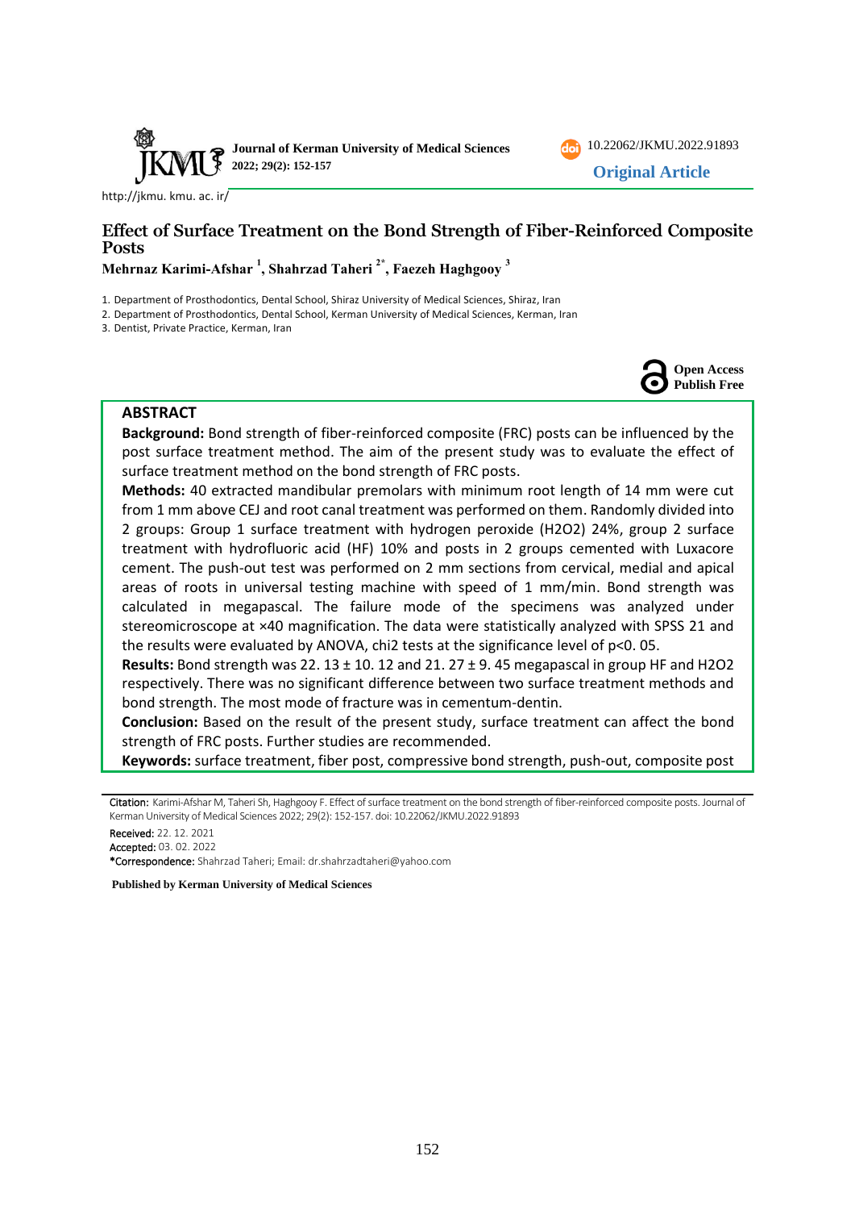10.22062/JKMU.2022.91893

**Original Article**

http://jkmu. kmu. ac. ir/

# Effect of Surface Treatment on the Bond Strength of Fiber-Reinforced Composite Posts

**Mehrnaz Karimi-Afshar [1], Shahrzad Taheri [2*], Faezeh Haghgooy [3]**

1. Department of Prosthodontics, Dental School, Shiraz University of Medical Sciences, Shiraz, Iran
2. Department of Prosthodontics, Dental School, Kerman University of Medical Sciences, Kerman, Iran
3. Dentist, Private Practice, Kerman, Iran

Open Access
Publish Free

## ABSTRACT

**Background:** Bond strength of fiber-reinforced composite (FRC) posts can be influenced by the post surface treatment method. The aim of the present study was to evaluate the effect of surface treatment method on the bond strength of FRC posts.

**Methods:** 40 extracted mandibular premolars with minimum root length of 14 mm were cut from 1 mm above CEJ and root canal treatment was performed on them. Randomly divided into 2 groups: Group 1 surface treatment with hydrogen peroxide ($H_2O_2$) 24%, group 2 surface treatment with hydrofluoric acid (HF) 10% and posts in 2 groups cemented with Luxacore cement. The push-out test was performed on 2 mm sections from cervical, medial and apical areas of roots in universal testing machine with speed of 1 mm/min. Bond strength was calculated in megapascal. The failure mode of the specimens was analyzed under stereomicroscope at ×40 magnification. The data were statistically analyzed with SPSS 21 and the results were evaluated by ANOVA, chi2 tests at the significance level of $p<0.05$.

**Results:** Bond strength was $22.13 \pm 10.12$ and $21.27 \pm 9.45$ megapascal in group HF and $H_2O_2$ respectively. There was no significant difference between two surface treatment methods and bond strength. The most mode of fracture was in cementum-dentin.

**Conclusion:** Based on the result of the present study, surface treatment can affect the bond strength of FRC posts. Further studies are recommended.

**Keywords:** surface treatment, fiber post, compressive bond strength, push-out, composite post

---

Citation: Karimi-Afshar M, Taheri Sh, Haghgooy F. Effect of surface treatment on the bond strength of fiber-reinforced composite posts. Journal of Kerman University of Medical Sciences 2022; 29(2): 152-157. doi: 10.22062/JKMU.2022.91893

Received: 22. 12. 2021

Accepted: 03. 02. 2022

*Correspondence: Shahrzad Taheri; Email: dr.shahrzadtaheri@yahoo.com

**Published by Kerman University of Medical Sciences**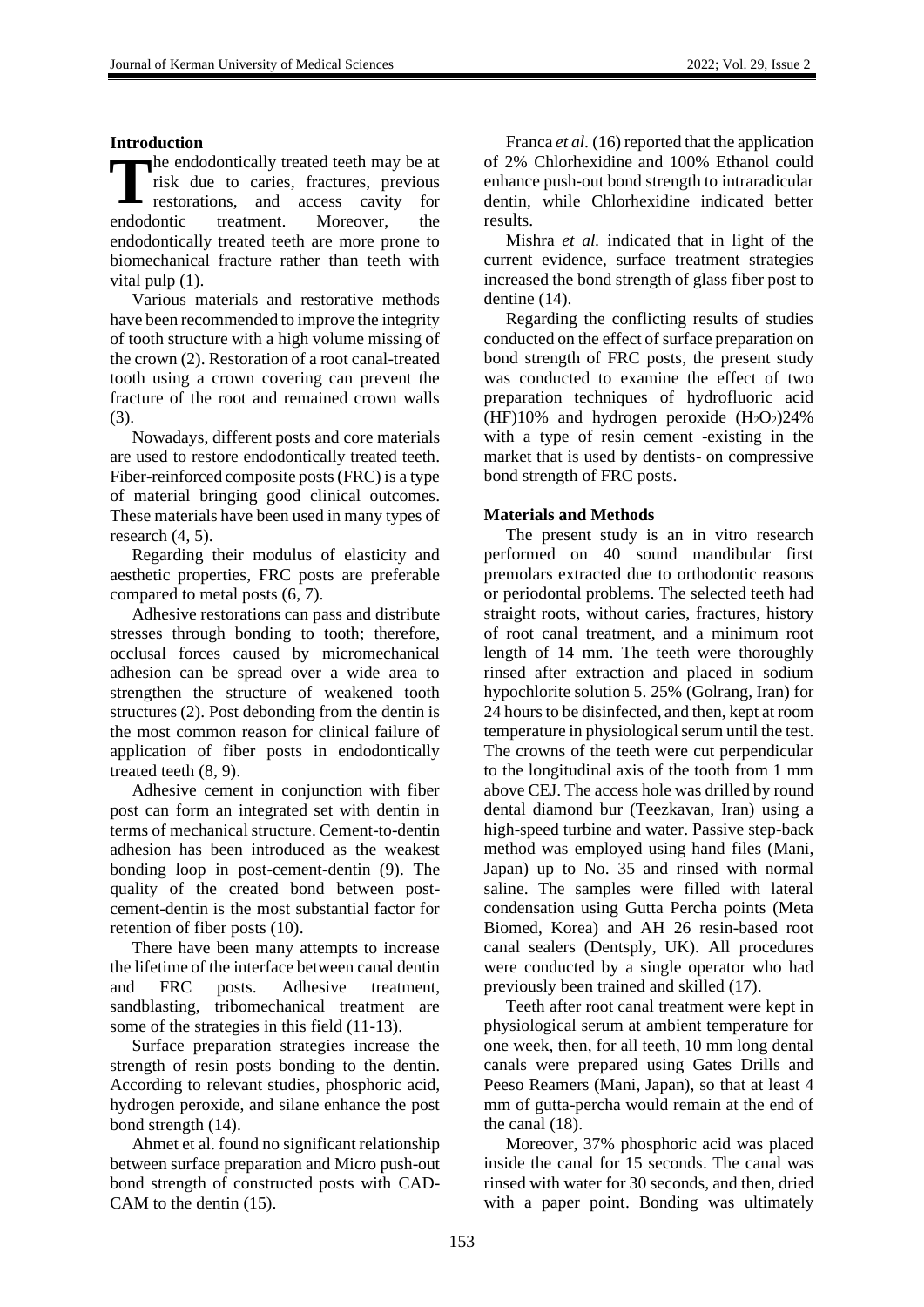## Introduction

The endodontically treated teeth may be at risk due to caries, fractures, previous restorations, and access cavity for endodontic treatment. Moreover, the endodontically treated teeth are more prone to biomechanical fracture rather than teeth with vital pulp (1).

Various materials and restorative methods have been recommended to improve the integrity of tooth structure with a high volume missing of the crown (2). Restoration of a root canal-treated tooth using a crown covering can prevent the fracture of the root and remained crown walls (3).

Nowadays, different posts and core materials are used to restore endodontically treated teeth. Fiber-reinforced composite posts (FRC) is a type of material bringing good clinical outcomes. These materials have been used in many types of research (4, 5).

Regarding their modulus of elasticity and aesthetic properties, FRC posts are preferable compared to metal posts (6, 7).

Adhesive restorations can pass and distribute stresses through bonding to tooth; therefore, occlusal forces caused by micromechanical adhesion can be spread over a wide area to strengthen the structure of weakened tooth structures (2). Post debonding from the dentin is the most common reason for clinical failure of application of fiber posts in endodontically treated teeth (8, 9).

Adhesive cement in conjunction with fiber post can form an integrated set with dentin in terms of mechanical structure. Cement-to-dentin adhesion has been introduced as the weakest bonding loop in post-cement-dentin (9). The quality of the created bond between post-cement-dentin is the most substantial factor for retention of fiber posts (10).

There have been many attempts to increase the lifetime of the interface between canal dentin and FRC posts. Adhesive treatment, sandblasting, tribomechanical treatment are some of the strategies in this field (11-13).

Surface preparation strategies increase the strength of resin posts bonding to the dentin. According to relevant studies, phosphoric acid, hydrogen peroxide, and silane enhance the post bond strength (14).

Ahmet et al. found no significant relationship between surface preparation and Micro push-out bond strength of constructed posts with CAD-CAM to the dentin (15).

Franca *et al.* (16) reported that the application of 2% Chlorhexidine and 100% Ethanol could enhance push-out bond strength to intraradicular dentin, while Chlorhexidine indicated better results.

Mishra *et al.* indicated that in light of the current evidence, surface treatment strategies increased the bond strength of glass fiber post to dentine (14).

Regarding the conflicting results of studies conducted on the effect of surface preparation on bond strength of FRC posts, the present study was conducted to examine the effect of two preparation techniques of hydrofluoric acid (HF)10% and hydrogen peroxide ($H_2O_2$)24% with a type of resin cement -existing in the market that is used by dentists- on compressive bond strength of FRC posts.

## Materials and Methods

The present study is an in vitro research performed on 40 sound mandibular first premolars extracted due to orthodontic reasons or periodontal problems. The selected teeth had straight roots, without caries, fractures, history of root canal treatment, and a minimum root length of 14 mm. The teeth were thoroughly rinsed after extraction and placed in sodium hypochlorite solution 5. 25% (Golrang, Iran) for 24 hours to be disinfected, and then, kept at room temperature in physiological serum until the test. The crowns of the teeth were cut perpendicular to the longitudinal axis of the tooth from 1 mm above CEJ. The access hole was drilled by round dental diamond bur (Teezkavan, Iran) using a high-speed turbine and water. Passive step-back method was employed using hand files (Mani, Japan) up to No. 35 and rinsed with normal saline. The samples were filled with lateral condensation using Gutta Percha points (Meta Biomed, Korea) and AH 26 resin-based root canal sealers (Dentsply, UK). All procedures were conducted by a single operator who had previously been trained and skilled (17).

Teeth after root canal treatment were kept in physiological serum at ambient temperature for one week, then, for all teeth, 10 mm long dental canals were prepared using Gates Drills and Peeso Reamers (Mani, Japan), so that at least 4 mm of gutta-percha would remain at the end of the canal (18).

Moreover, 37% phosphoric acid was placed inside the canal for 15 seconds. The canal was rinsed with water for 30 seconds, and then, dried with a paper point. Bonding was ultimately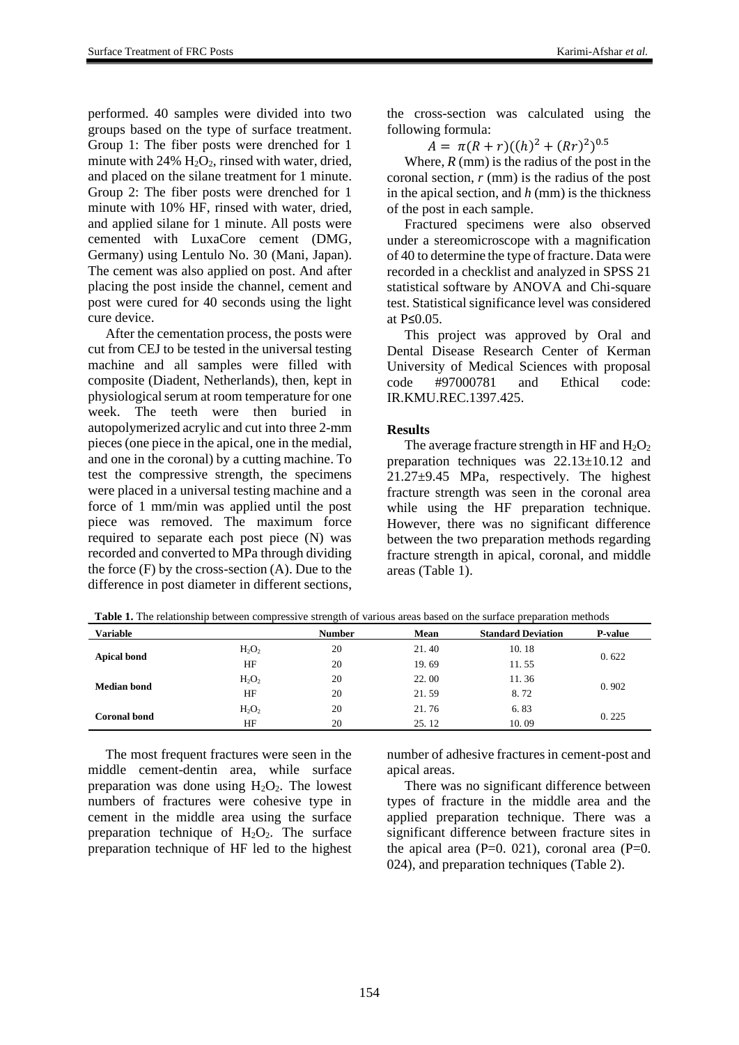performed. 40 samples were divided into two groups based on the type of surface treatment. Group 1: The fiber posts were drenched for 1 minute with 24% $H_2O_2$, rinsed with water, dried, and placed on the silane treatment for 1 minute. Group 2: The fiber posts were drenched for 1 minute with 10% HF, rinsed with water, dried, and applied silane for 1 minute. All posts were cemented with LuxaCore cement (DMG, Germany) using Lentulo No. 30 (Mani, Japan). The cement was also applied on post. And after placing the post inside the channel, cement and post were cured for 40 seconds using the light cure device.

After the cementation process, the posts were cut from CEJ to be tested in the universal testing machine and all samples were filled with composite (Diadent, Netherlands), then, kept in physiological serum at room temperature for one week. The teeth were then buried in autopolymerized acrylic and cut into three 2-mm pieces (one piece in the apical, one in the medial, and one in the coronal) by a cutting machine. To test the compressive strength, the specimens were placed in a universal testing machine and a force of 1 mm/min was applied until the post piece was removed. The maximum force required to separate each post piece (N) was recorded and converted to MPa through dividing the force (F) by the cross-section (A). Due to the difference in post diameter in different sections, the cross-section was calculated using the following formula:

$$A = \pi(R + r)((h)^2 + (Rr)^2)^{0.5}$$

Where, $R$ (mm) is the radius of the post in the coronal section, $r$ (mm) is the radius of the post in the apical section, and $h$ (mm) is the thickness of the post in each sample.

Fractured specimens were also observed under a stereomicroscope with a magnification of 40 to determine the type of fracture. Data were recorded in a checklist and analyzed in SPSS 21 statistical software by ANOVA and Chi-square test. Statistical significance level was considered at $P \leq 0.05$.

This project was approved by Oral and Dental Disease Research Center of Kerman University of Medical Sciences with proposal code #97000781 and Ethical code: IR.KMU.REC.1397.425.

## Results

The average fracture strength in HF and $H_2O_2$ preparation techniques was 22.13±10.12 and 21.27±9.45 MPa, respectively. The highest fracture strength was seen in the coronal area while using the HF preparation technique. However, there was no significant difference between the two preparation methods regarding fracture strength in apical, coronal, and middle areas (Table 1).

**Table 1.** The relationship between compressive strength of various areas based on the surface preparation methods

| Variable | | Number | Mean | Standard Deviation | P-value |
|---|---|---|---|---|---|
| **Apical bond** | $H_2O_2$ | 20 | 21. 40 | 10. 18 | 0. 622 |
| | HF | 20 | 19. 69 | 11. 55 | |
| **Median bond** | $H_2O_2$ | 20 | 22. 00 | 11. 36 | 0. 902 |
| | HF | 20 | 21. 59 | 8. 72 | |
| **Coronal bond** | $H_2O_2$ | 20 | 21. 76 | 6. 83 | 0. 225 |
| | HF | 20 | 25. 12 | 10. 09 | |

The most frequent fractures were seen in the middle cement-dentin area, while surface preparation was done using $H_2O_2$. The lowest numbers of fractures were cohesive type in cement in the middle area using the surface preparation technique of $H_2O_2$. The surface preparation technique of HF led to the highest number of adhesive fractures in cement-post and apical areas.

There was no significant difference between types of fracture in the middle area and the applied preparation technique. There was a significant difference between fracture sites in the apical area (P=0. 021), coronal area (P=0. 024), and preparation techniques (Table 2).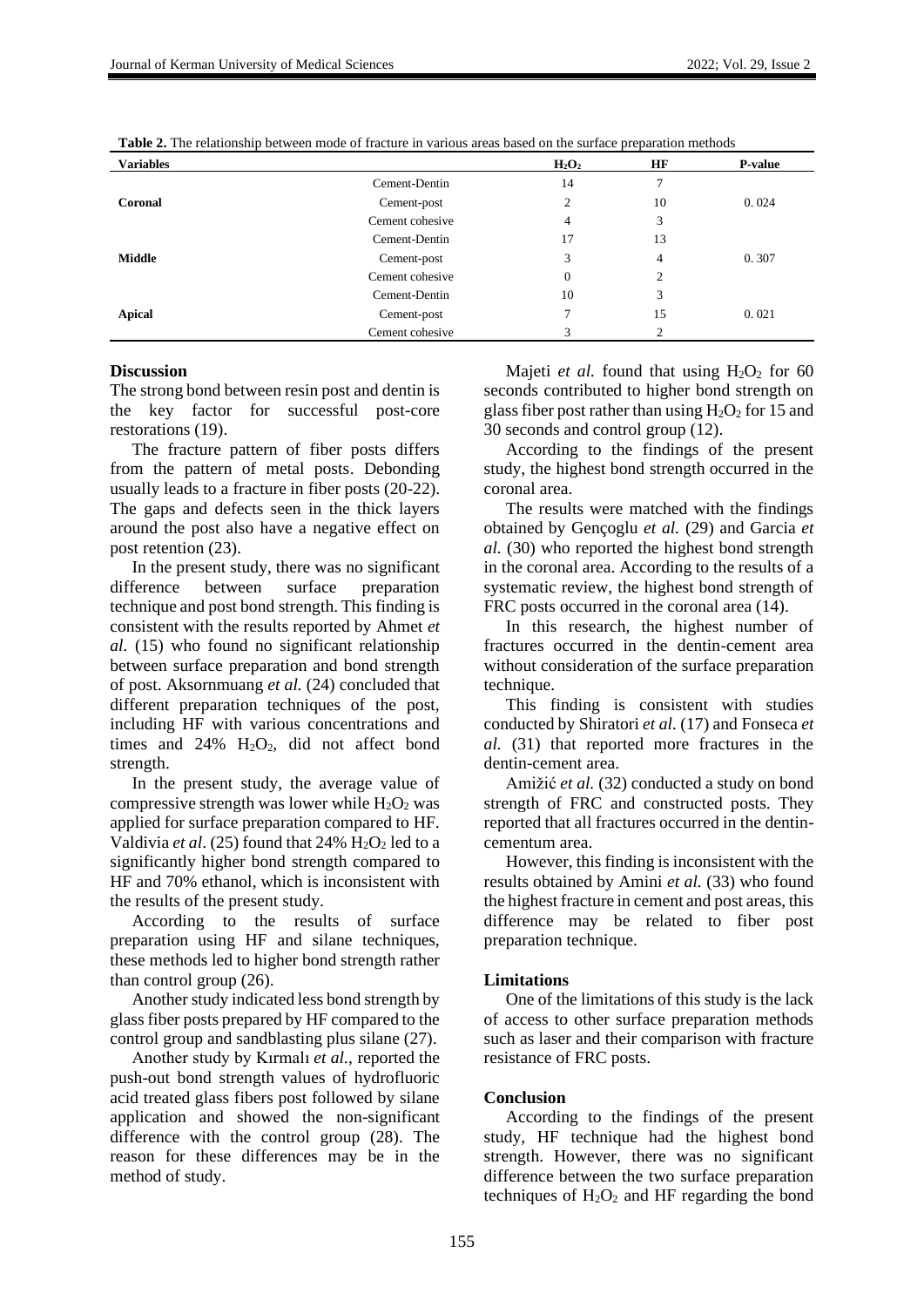**Table 2.** The relationship between mode of fracture in various areas based on the surface preparation methods

| Variables | | $H_2O_2$ | HF | P-value |
|---|---|---|---|---|
| **Coronal** | Cement-Dentin | 14 | 7 | 0. 024 |
| | Cement-post | 2 | 10 | |
| | Cement cohesive | 4 | 3 | |
| **Middle** | Cement-Dentin | 17 | 13 | 0. 307 |
| | Cement-post | 3 | 4 | |
| | Cement cohesive | 0 | 2 | |
| **Apical** | Cement-Dentin | 10 | 3 | 0. 021 |
| | Cement-post | 7 | 15 | |
| | Cement cohesive | 3 | 2 | |

## Discussion

The strong bond between resin post and dentin is the key factor for successful post-core restorations (19).

The fracture pattern of fiber posts differs from the pattern of metal posts. Debonding usually leads to a fracture in fiber posts (20-22). The gaps and defects seen in the thick layers around the post also have a negative effect on post retention (23).

In the present study, there was no significant difference between surface preparation technique and post bond strength. This finding is consistent with the results reported by Ahmet *et al.* (15) who found no significant relationship between surface preparation and bond strength of post. Aksornmuang *et al.* (24) concluded that different preparation techniques of the post, including HF with various concentrations and times and 24% $H_2O_2$, did not affect bond strength.

In the present study, the average value of compressive strength was lower while $H_2O_2$ was applied for surface preparation compared to HF. Valdivia *et al*. (25) found that 24% $H_2O_2$ led to a significantly higher bond strength compared to HF and 70% ethanol, which is inconsistent with the results of the present study.

According to the results of surface preparation using HF and silane techniques, these methods led to higher bond strength rather than control group (26).

Another study indicated less bond strength by glass fiber posts prepared by HF compared to the control group and sandblasting plus silane (27).

Another study by Kırmalı *et al.*, reported the push-out bond strength values of hydrofluoric acid treated glass fibers post followed by silane application and showed the non-significant difference with the control group (28). The reason for these differences may be in the method of study.

Majeti *et al.* found that using $H_2O_2$ for 60 seconds contributed to higher bond strength on glass fiber post rather than using $H_2O_2$ for 15 and 30 seconds and control group (12).

According to the findings of the present study, the highest bond strength occurred in the coronal area.

The results were matched with the findings obtained by Gençoglu *et al.* (29) and Garcia *et al.* (30) who reported the highest bond strength in the coronal area. According to the results of a systematic review, the highest bond strength of FRC posts occurred in the coronal area (14).

In this research, the highest number of fractures occurred in the dentin-cement area without consideration of the surface preparation technique.

This finding is consistent with studies conducted by Shiratori *et al.* (17) and Fonseca *et al.* (31) that reported more fractures in the dentin-cement area.

Amižić *et al.* (32) conducted a study on bond strength of FRC and constructed posts. They reported that all fractures occurred in the dentin-cementum area.

However, this finding is inconsistent with the results obtained by Amini *et al.* (33) who found the highest fracture in cement and post areas, this difference may be related to fiber post preparation technique.

### Limitations

One of the limitations of this study is the lack of access to other surface preparation methods such as laser and their comparison with fracture resistance of FRC posts.

### Conclusion

According to the findings of the present study, HF technique had the highest bond strength. However, there was no significant difference between the two surface preparation techniques of $H_2O_2$ and HF regarding the bond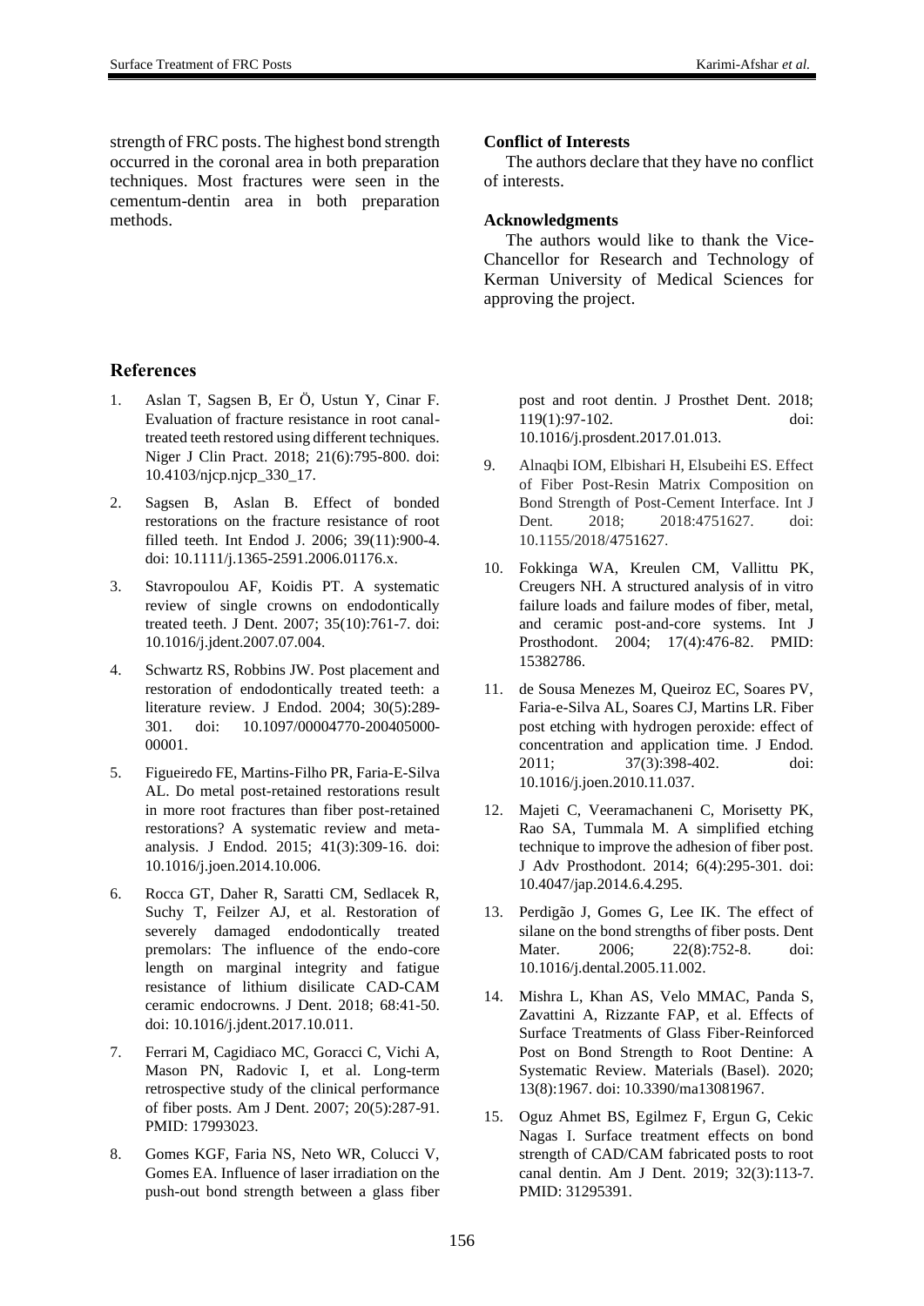strength of FRC posts. The highest bond strength occurred in the coronal area in both preparation techniques. Most fractures were seen in the cementum-dentin area in both preparation methods.

**Conflict of Interests**

The authors declare that they have no conflict of interests.

**Acknowledgments**

The authors would like to thank the Vice-Chancellor for Research and Technology of Kerman University of Medical Sciences for approving the project.

## References

1. Aslan T, Sagsen B, Er Ö, Ustun Y, Cinar F. Evaluation of fracture resistance in root canal-treated teeth restored using different techniques. Niger J Clin Pract. 2018; 21(6):795-800. doi: 10.4103/njcp.njcp_330_17.
2. Sagsen B, Aslan B. Effect of bonded restorations on the fracture resistance of root filled teeth. Int Endod J. 2006; 39(11):900-4. doi: 10.1111/j.1365-2591.2006.01176.x.
3. Stavropoulou AF, Koidis PT. A systematic review of single crowns on endodontically treated teeth. J Dent. 2007; 35(10):761-7. doi: 10.1016/j.jdent.2007.07.004.
4. Schwartz RS, Robbins JW. Post placement and restoration of endodontically treated teeth: a literature review. J Endod. 2004; 30(5):289-301. doi: 10.1097/00004770-200405000-00001.
5. Figueiredo FE, Martins-Filho PR, Faria-E-Silva AL. Do metal post-retained restorations result in more root fractures than fiber post-retained restorations? A systematic review and meta-analysis. J Endod. 2015; 41(3):309-16. doi: 10.1016/j.joen.2014.10.006.
6. Rocca GT, Daher R, Saratti CM, Sedlacek R, Suchy T, Feilzer AJ, et al. Restoration of severely damaged endodontically treated premolars: The influence of the endo-core length on marginal integrity and fatigue resistance of lithium disilicate CAD-CAM ceramic endocrowns. J Dent. 2018; 68:41-50. doi: 10.1016/j.jdent.2017.10.011.
7. Ferrari M, Cagidiaco MC, Goracci C, Vichi A, Mason PN, Radovic I, et al. Long-term retrospective study of the clinical performance of fiber posts. Am J Dent. 2007; 20(5):287-91. PMID: 17993023.
8. Gomes KGF, Faria NS, Neto WR, Colucci V, Gomes EA. Influence of laser irradiation on the push-out bond strength between a glass fiber post and root dentin. J Prosthet Dent. 2018; 119(1):97-102. doi: 10.1016/j.prosdent.2017.01.013.
9. Alnaqbi IOM, Elbishari H, Elsubeihi ES. Effect of Fiber Post-Resin Matrix Composition on Bond Strength of Post-Cement Interface. Int J Dent. 2018; 2018:4751627. doi: 10.1155/2018/4751627.
10. Fokkinga WA, Kreulen CM, Vallittu PK, Creugers NH. A structured analysis of in vitro failure loads and failure modes of fiber, metal, and ceramic post-and-core systems. Int J Prosthodont. 2004; 17(4):476-82. PMID: 15382786.
11. de Sousa Menezes M, Queiroz EC, Soares PV, Faria-e-Silva AL, Soares CJ, Martins LR. Fiber post etching with hydrogen peroxide: effect of concentration and application time. J Endod. 2011; 37(3):398-402. doi: 10.1016/j.joen.2010.11.037.
12. Majeti C, Veeramachaneni C, Morisetty PK, Rao SA, Tummala M. A simplified etching technique to improve the adhesion of fiber post. J Adv Prosthodont. 2014; 6(4):295-301. doi: 10.4047/jap.2014.6.4.295.
13. Perdigão J, Gomes G, Lee IK. The effect of silane on the bond strengths of fiber posts. Dent Mater. 2006; 22(8):752-8. doi: 10.1016/j.dental.2005.11.002.
14. Mishra L, Khan AS, Velo MMAC, Panda S, Zavattini A, Rizzante FAP, et al. Effects of Surface Treatments of Glass Fiber-Reinforced Post on Bond Strength to Root Dentine: A Systematic Review. Materials (Basel). 2020; 13(8):1967. doi: 10.3390/ma13081967.
15. Oguz Ahmet BS, Egilmez F, Ergun G, Cekic Nagas I. Surface treatment effects on bond strength of CAD/CAM fabricated posts to root canal dentin. Am J Dent. 2019; 32(3):113-7. PMID: 31295391.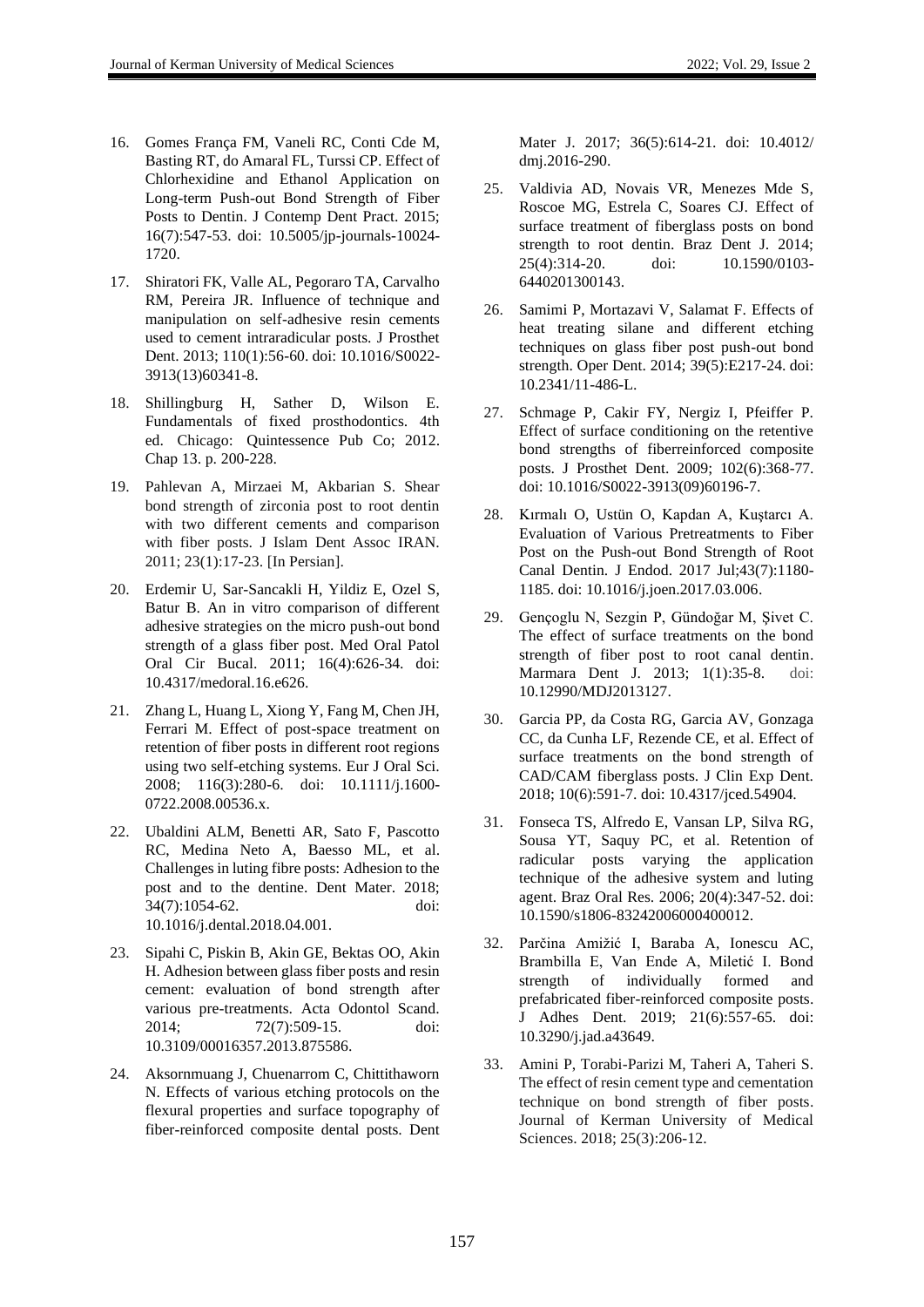16. Gomes França FM, Vaneli RC, Conti Cde M, Basting RT, do Amaral FL, Turssi CP. Effect of Chlorhexidine and Ethanol Application on Long-term Push-out Bond Strength of Fiber Posts to Dentin. J Contemp Dent Pract. 2015; 16(7):547-53. doi: 10.5005/jp-journals-10024-1720.

17. Shiratori FK, Valle AL, Pegoraro TA, Carvalho RM, Pereira JR. Influence of technique and manipulation on self-adhesive resin cements used to cement intraradicular posts. J Prosthet Dent. 2013; 110(1):56-60. doi: 10.1016/S0022-3913(13)60341-8.

18. Shillingburg H, Sather D, Wilson E. Fundamentals of fixed prosthodontics. 4th ed. Chicago: Quintessence Pub Co; 2012. Chap 13. p. 200-228.

19. Pahlevan A, Mirzaei M, Akbarian S. Shear bond strength of zirconia post to root dentin with two different cements and comparison with fiber posts. J Islam Dent Assoc IRAN. 2011; 23(1):17-23. [In Persian].

20. Erdemir U, Sar-Sancakli H, Yildiz E, Ozel S, Batur B. An in vitro comparison of different adhesive strategies on the micro push-out bond strength of a glass fiber post. Med Oral Patol Oral Cir Bucal. 2011; 16(4):626-34. doi: 10.4317/medoral.16.e626.

21. Zhang L, Huang L, Xiong Y, Fang M, Chen JH, Ferrari M. Effect of post-space treatment on retention of fiber posts in different root regions using two self-etching systems. Eur J Oral Sci. 2008; 116(3):280-6. doi: 10.1111/j.1600-0722.2008.00536.x.

22. Ubaldini ALM, Benetti AR, Sato F, Pascotto RC, Medina Neto A, Baesso ML, et al. Challenges in luting fibre posts: Adhesion to the post and to the dentine. Dent Mater. 2018; 34(7):1054-62. doi: 10.1016/j.dental.2018.04.001.

23. Sipahi C, Piskin B, Akin GE, Bektas OO, Akin H. Adhesion between glass fiber posts and resin cement: evaluation of bond strength after various pre-treatments. Acta Odontol Scand. 2014; 72(7):509-15. doi: 10.3109/00016357.2013.875586.

24. Aksornmuang J, Chuenarrom C, Chittithaworn N. Effects of various etching protocols on the flexural properties and surface topography of fiber-reinforced composite dental posts. Dent Mater J. 2017; 36(5):614-21. doi: 10.4012/dmj.2016-290.

25. Valdivia AD, Novais VR, Menezes Mde S, Roscoe MG, Estrela C, Soares CJ. Effect of surface treatment of fiberglass posts on bond strength to root dentin. Braz Dent J. 2014; 25(4):314-20. doi: 10.1590/0103-6440201300143.

26. Samimi P, Mortazavi V, Salamat F. Effects of heat treating silane and different etching techniques on glass fiber post push-out bond strength. Oper Dent. 2014; 39(5):E217-24. doi: 10.2341/11-486-L.

27. Schmage P, Cakir FY, Nergiz I, Pfeiffer P. Effect of surface conditioning on the retentive bond strengths of fiberreinforced composite posts. J Prosthet Dent. 2009; 102(6):368-77. doi: 10.1016/S0022-3913(09)60196-7.

28. Kırmalı O, Ustün O, Kapdan A, Kuştarcı A. Evaluation of Various Pretreatments to Fiber Post on the Push-out Bond Strength of Root Canal Dentin. J Endod. 2017 Jul;43(7):1180-1185. doi: 10.1016/j.joen.2017.03.006.

29. Gençoglu N, Sezgin P, Gündoğar M, Şivet C. The effect of surface treatments on the bond strength of fiber post to root canal dentin. Marmara Dent J. 2013; 1(1):35-8. doi: 10.12990/MDJ2013127.

30. Garcia PP, da Costa RG, Garcia AV, Gonzaga CC, da Cunha LF, Rezende CE, et al. Effect of surface treatments on the bond strength of CAD/CAM fiberglass posts. J Clin Exp Dent. 2018; 10(6):591-7. doi: 10.4317/jced.54904.

31. Fonseca TS, Alfredo E, Vansan LP, Silva RG, Sousa YT, Saquy PC, et al. Retention of radicular posts varying the application technique of the adhesive system and luting agent. Braz Oral Res. 2006; 20(4):347-52. doi: 10.1590/s1806-83242006000400012.

32. Parčina Amižić I, Baraba A, Ionescu AC, Brambilla E, Van Ende A, Miletić I. Bond strength of individually formed and prefabricated fiber-reinforced composite posts. J Adhes Dent. 2019; 21(6):557-65. doi: 10.3290/j.jad.a43649.

33. Amini P, Torabi-Parizi M, Taheri A, Taheri S. The effect of resin cement type and cementation technique on bond strength of fiber posts. Journal of Kerman University of Medical Sciences. 2018; 25(3):206-12.